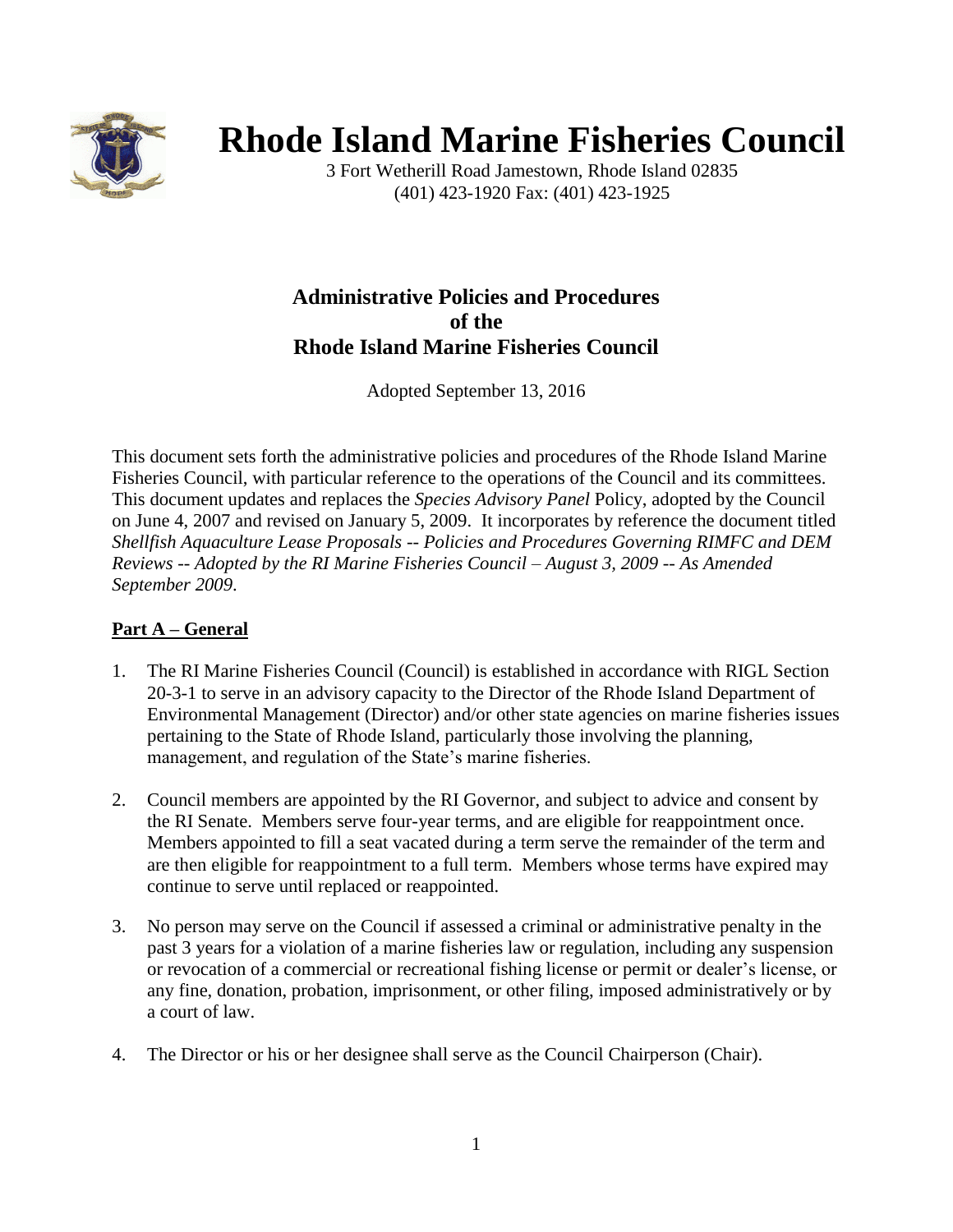# Rhode Island Marine Fisheries Council

3 Fort Wetherill Road Jamestown, Rhode Island 02835
(401) 423-1920 Fax: (401) 423-1925

## Administrative Policies and Procedures of the Rhode Island Marine Fisheries Council

Adopted September 13, 2016

This document sets forth the administrative policies and procedures of the Rhode Island Marine Fisheries Council, with particular reference to the operations of the Council and its committees. This document updates and replaces the *Species Advisory Panel* Policy, adopted by the Council on June 4, 2007 and revised on January 5, 2009. It incorporates by reference the document titled *Shellfish Aquaculture Lease Proposals -- Policies and Procedures Governing RIMFC and DEM Reviews -- Adopted by the RI Marine Fisheries Council – August 3, 2009 -- As Amended September 2009*.

### Part A – General

1. The RI Marine Fisheries Council (Council) is established in accordance with RIGL Section 20-3-1 to serve in an advisory capacity to the Director of the Rhode Island Department of Environmental Management (Director) and/or other state agencies on marine fisheries issues pertaining to the State of Rhode Island, particularly those involving the planning, management, and regulation of the State's marine fisheries.

2. Council members are appointed by the RI Governor, and subject to advice and consent by the RI Senate. Members serve four-year terms, and are eligible for reappointment once. Members appointed to fill a seat vacated during a term serve the remainder of the term and are then eligible for reappointment to a full term. Members whose terms have expired may continue to serve until replaced or reappointed.

3. No person may serve on the Council if assessed a criminal or administrative penalty in the past 3 years for a violation of a marine fisheries law or regulation, including any suspension or revocation of a commercial or recreational fishing license or permit or dealer's license, or any fine, donation, probation, imprisonment, or other filing, imposed administratively or by a court of law.

4. The Director or his or her designee shall serve as the Council Chairperson (Chair).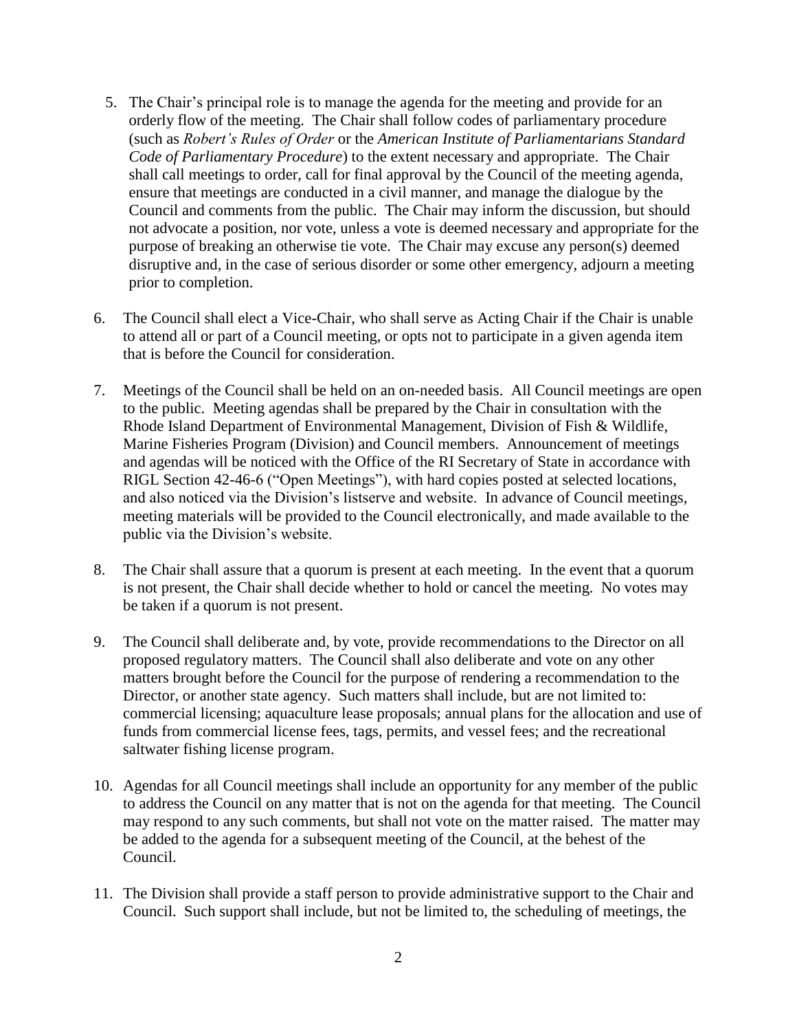5. The Chair's principal role is to manage the agenda for the meeting and provide for an orderly flow of the meeting. The Chair shall follow codes of parliamentary procedure (such as *Robert's Rules of Order* or the *American Institute of Parliamentarians Standard Code of Parliamentary Procedure*) to the extent necessary and appropriate. The Chair shall call meetings to order, call for final approval by the Council of the meeting agenda, ensure that meetings are conducted in a civil manner, and manage the dialogue by the Council and comments from the public. The Chair may inform the discussion, but should not advocate a position, nor vote, unless a vote is deemed necessary and appropriate for the purpose of breaking an otherwise tie vote. The Chair may excuse any person(s) deemed disruptive and, in the case of serious disorder or some other emergency, adjourn a meeting prior to completion.

6. The Council shall elect a Vice-Chair, who shall serve as Acting Chair if the Chair is unable to attend all or part of a Council meeting, or opts not to participate in a given agenda item that is before the Council for consideration.

7. Meetings of the Council shall be held on an on-needed basis. All Council meetings are open to the public. Meeting agendas shall be prepared by the Chair in consultation with the Rhode Island Department of Environmental Management, Division of Fish & Wildlife, Marine Fisheries Program (Division) and Council members. Announcement of meetings and agendas will be noticed with the Office of the RI Secretary of State in accordance with RIGL Section 42-46-6 ("Open Meetings"), with hard copies posted at selected locations, and also noticed via the Division's listserve and website. In advance of Council meetings, meeting materials will be provided to the Council electronically, and made available to the public via the Division's website.

8. The Chair shall assure that a quorum is present at each meeting. In the event that a quorum is not present, the Chair shall decide whether to hold or cancel the meeting. No votes may be taken if a quorum is not present.

9. The Council shall deliberate and, by vote, provide recommendations to the Director on all proposed regulatory matters. The Council shall also deliberate and vote on any other matters brought before the Council for the purpose of rendering a recommendation to the Director, or another state agency. Such matters shall include, but are not limited to: commercial licensing; aquaculture lease proposals; annual plans for the allocation and use of funds from commercial license fees, tags, permits, and vessel fees; and the recreational saltwater fishing license program.

10. Agendas for all Council meetings shall include an opportunity for any member of the public to address the Council on any matter that is not on the agenda for that meeting. The Council may respond to any such comments, but shall not vote on the matter raised. The matter may be added to the agenda for a subsequent meeting of the Council, at the behest of the Council.

11. The Division shall provide a staff person to provide administrative support to the Chair and Council. Such support shall include, but not be limited to, the scheduling of meetings, the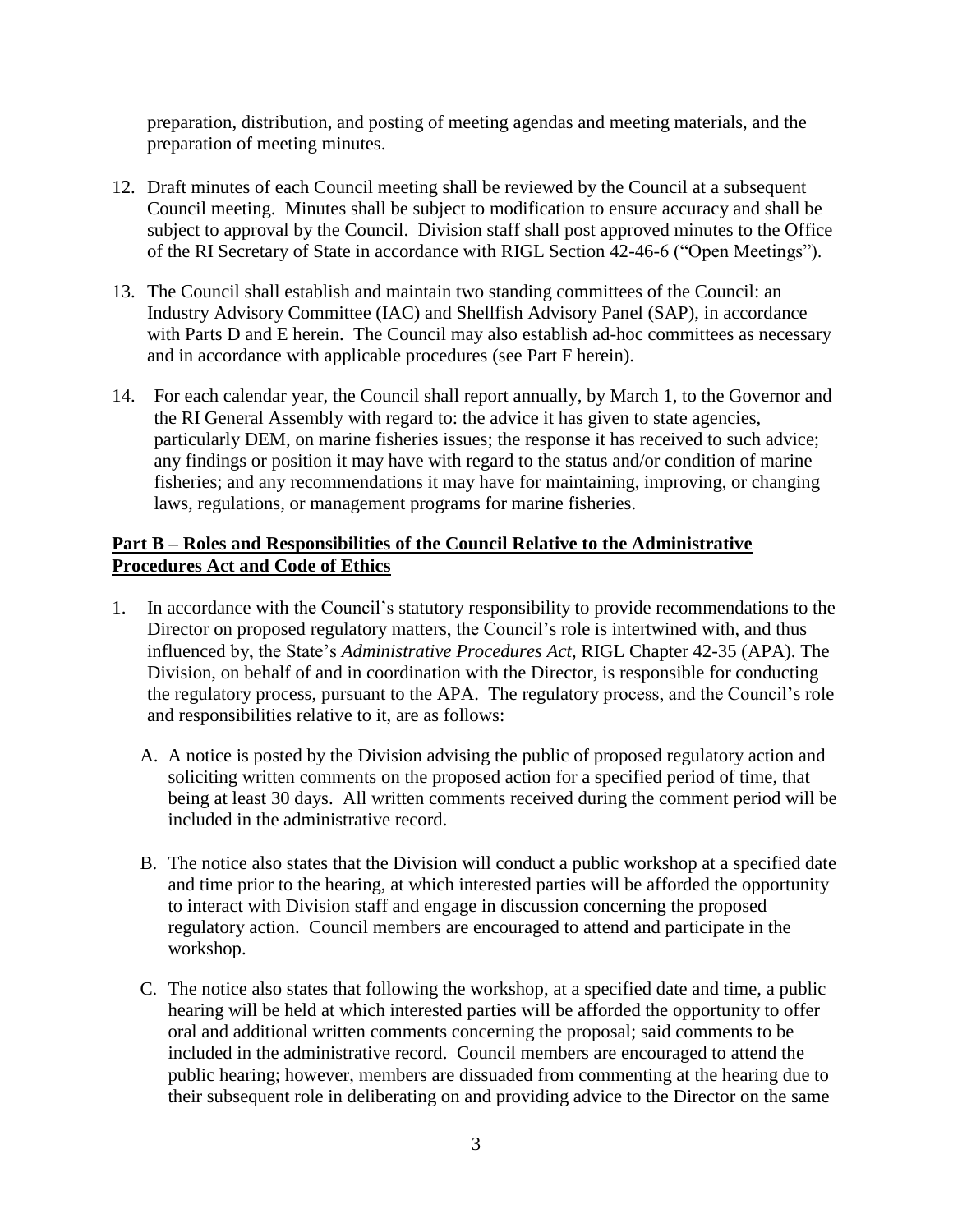preparation, distribution, and posting of meeting agendas and meeting materials, and the preparation of meeting minutes.

12. Draft minutes of each Council meeting shall be reviewed by the Council at a subsequent Council meeting. Minutes shall be subject to modification to ensure accuracy and shall be subject to approval by the Council. Division staff shall post approved minutes to the Office of the RI Secretary of State in accordance with RIGL Section 42-46-6 ("Open Meetings").

13. The Council shall establish and maintain two standing committees of the Council: an Industry Advisory Committee (IAC) and Shellfish Advisory Panel (SAP), in accordance with Parts D and E herein. The Council may also establish ad-hoc committees as necessary and in accordance with applicable procedures (see Part F herein).

14. For each calendar year, the Council shall report annually, by March 1, to the Governor and the RI General Assembly with regard to: the advice it has given to state agencies, particularly DEM, on marine fisheries issues; the response it has received to such advice; any findings or position it may have with regard to the status and/or condition of marine fisheries; and any recommendations it may have for maintaining, improving, or changing laws, regulations, or management programs for marine fisheries.

**Part B – Roles and Responsibilities of the Council Relative to the Administrative Procedures Act and Code of Ethics**

1. In accordance with the Council's statutory responsibility to provide recommendations to the Director on proposed regulatory matters, the Council's role is intertwined with, and thus influenced by, the State's *Administrative Procedures Act*, RIGL Chapter 42-35 (APA). The Division, on behalf of and in coordination with the Director, is responsible for conducting the regulatory process, pursuant to the APA. The regulatory process, and the Council's role and responsibilities relative to it, are as follows:

   A. A notice is posted by the Division advising the public of proposed regulatory action and soliciting written comments on the proposed action for a specified period of time, that being at least 30 days. All written comments received during the comment period will be included in the administrative record.

   B. The notice also states that the Division will conduct a public workshop at a specified date and time prior to the hearing, at which interested parties will be afforded the opportunity to interact with Division staff and engage in discussion concerning the proposed regulatory action. Council members are encouraged to attend and participate in the workshop.

   C. The notice also states that following the workshop, at a specified date and time, a public hearing will be held at which interested parties will be afforded the opportunity to offer oral and additional written comments concerning the proposal; said comments to be included in the administrative record. Council members are encouraged to attend the public hearing; however, members are dissuaded from commenting at the hearing due to their subsequent role in deliberating on and providing advice to the Director on the same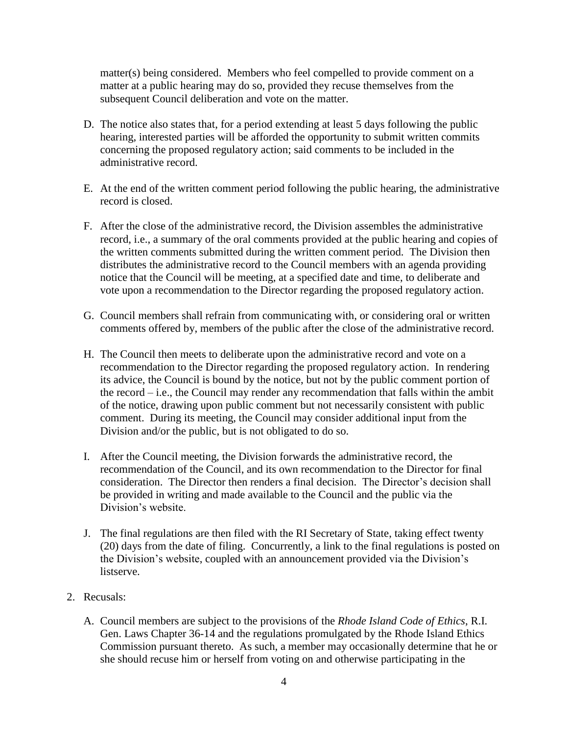matter(s) being considered. Members who feel compelled to provide comment on a matter at a public hearing may do so, provided they recuse themselves from the subsequent Council deliberation and vote on the matter.

D. The notice also states that, for a period extending at least 5 days following the public hearing, interested parties will be afforded the opportunity to submit written commits concerning the proposed regulatory action; said comments to be included in the administrative record.

E. At the end of the written comment period following the public hearing, the administrative record is closed.

F. After the close of the administrative record, the Division assembles the administrative record, i.e., a summary of the oral comments provided at the public hearing and copies of the written comments submitted during the written comment period. The Division then distributes the administrative record to the Council members with an agenda providing notice that the Council will be meeting, at a specified date and time, to deliberate and vote upon a recommendation to the Director regarding the proposed regulatory action.

G. Council members shall refrain from communicating with, or considering oral or written comments offered by, members of the public after the close of the administrative record.

H. The Council then meets to deliberate upon the administrative record and vote on a recommendation to the Director regarding the proposed regulatory action. In rendering its advice, the Council is bound by the notice, but not by the public comment portion of the record – i.e., the Council may render any recommendation that falls within the ambit of the notice, drawing upon public comment but not necessarily consistent with public comment. During its meeting, the Council may consider additional input from the Division and/or the public, but is not obligated to do so.

I. After the Council meeting, the Division forwards the administrative record, the recommendation of the Council, and its own recommendation to the Director for final consideration. The Director then renders a final decision. The Director's decision shall be provided in writing and made available to the Council and the public via the Division's website.

J. The final regulations are then filed with the RI Secretary of State, taking effect twenty (20) days from the date of filing. Concurrently, a link to the final regulations is posted on the Division's website, coupled with an announcement provided via the Division's listserve.

2. Recusals:

   A. Council members are subject to the provisions of the *Rhode Island Code of Ethics*, R.I. Gen. Laws Chapter 36-14 and the regulations promulgated by the Rhode Island Ethics Commission pursuant thereto. As such, a member may occasionally determine that he or she should recuse him or herself from voting on and otherwise participating in the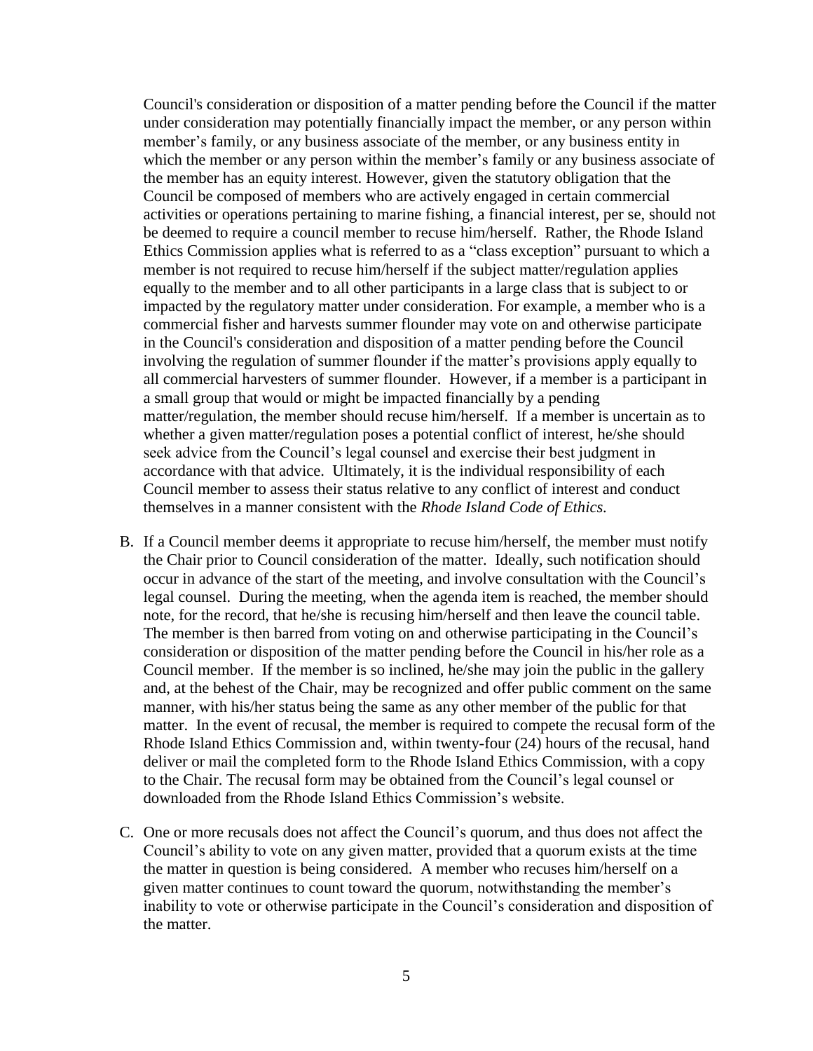Council's consideration or disposition of a matter pending before the Council if the matter under consideration may potentially financially impact the member, or any person within member's family, or any business associate of the member, or any business entity in which the member or any person within the member's family or any business associate of the member has an equity interest. However, given the statutory obligation that the Council be composed of members who are actively engaged in certain commercial activities or operations pertaining to marine fishing, a financial interest, per se, should not be deemed to require a council member to recuse him/herself. Rather, the Rhode Island Ethics Commission applies what is referred to as a "class exception" pursuant to which a member is not required to recuse him/herself if the subject matter/regulation applies equally to the member and to all other participants in a large class that is subject to or impacted by the regulatory matter under consideration. For example, a member who is a commercial fisher and harvests summer flounder may vote on and otherwise participate in the Council's consideration and disposition of a matter pending before the Council involving the regulation of summer flounder if the matter's provisions apply equally to all commercial harvesters of summer flounder. However, if a member is a participant in a small group that would or might be impacted financially by a pending matter/regulation, the member should recuse him/herself. If a member is uncertain as to whether a given matter/regulation poses a potential conflict of interest, he/she should seek advice from the Council's legal counsel and exercise their best judgment in accordance with that advice. Ultimately, it is the individual responsibility of each Council member to assess their status relative to any conflict of interest and conduct themselves in a manner consistent with the *Rhode Island Code of Ethics.*

B. If a Council member deems it appropriate to recuse him/herself, the member must notify the Chair prior to Council consideration of the matter. Ideally, such notification should occur in advance of the start of the meeting, and involve consultation with the Council's legal counsel. During the meeting, when the agenda item is reached, the member should note, for the record, that he/she is recusing him/herself and then leave the council table. The member is then barred from voting on and otherwise participating in the Council's consideration or disposition of the matter pending before the Council in his/her role as a Council member. If the member is so inclined, he/she may join the public in the gallery and, at the behest of the Chair, may be recognized and offer public comment on the same manner, with his/her status being the same as any other member of the public for that matter. In the event of recusal, the member is required to compete the recusal form of the Rhode Island Ethics Commission and, within twenty-four (24) hours of the recusal, hand deliver or mail the completed form to the Rhode Island Ethics Commission, with a copy to the Chair. The recusal form may be obtained from the Council's legal counsel or downloaded from the Rhode Island Ethics Commission's website.

C. One or more recusals does not affect the Council's quorum, and thus does not affect the Council's ability to vote on any given matter, provided that a quorum exists at the time the matter in question is being considered. A member who recuses him/herself on a given matter continues to count toward the quorum, notwithstanding the member's inability to vote or otherwise participate in the Council's consideration and disposition of the matter.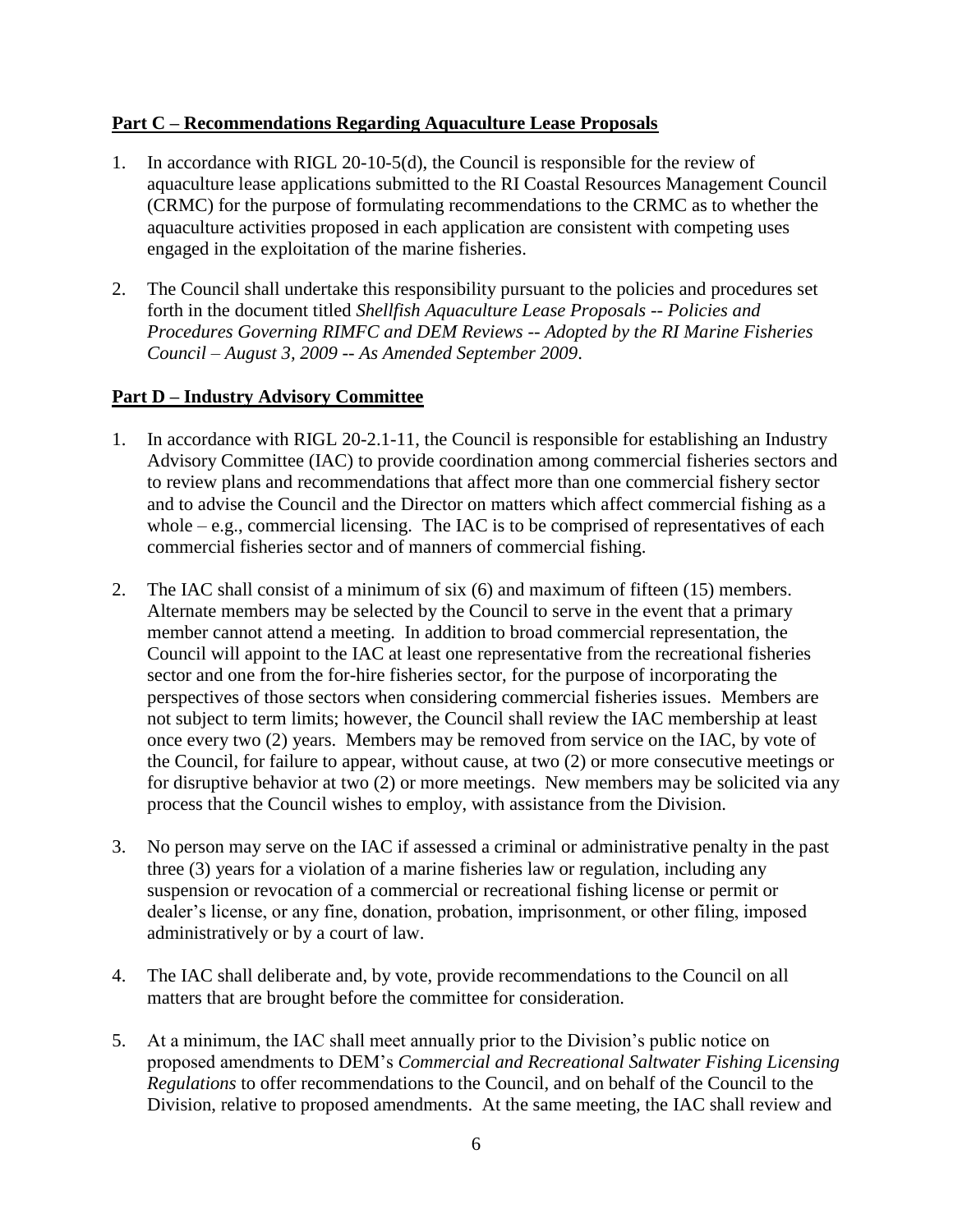**Part C – Recommendations Regarding Aquaculture Lease Proposals**

1. In accordance with RIGL 20-10-5(d), the Council is responsible for the review of aquaculture lease applications submitted to the RI Coastal Resources Management Council (CRMC) for the purpose of formulating recommendations to the CRMC as to whether the aquaculture activities proposed in each application are consistent with competing uses engaged in the exploitation of the marine fisheries.

2. The Council shall undertake this responsibility pursuant to the policies and procedures set forth in the document titled *Shellfish Aquaculture Lease Proposals -- Policies and Procedures Governing RIMFC and DEM Reviews -- Adopted by the RI Marine Fisheries Council – August 3, 2009 -- As Amended September 2009*.

**Part D – Industry Advisory Committee**

1. In accordance with RIGL 20-2.1-11, the Council is responsible for establishing an Industry Advisory Committee (IAC) to provide coordination among commercial fisheries sectors and to review plans and recommendations that affect more than one commercial fishery sector and to advise the Council and the Director on matters which affect commercial fishing as a whole – e.g., commercial licensing. The IAC is to be comprised of representatives of each commercial fisheries sector and of manners of commercial fishing.

2. The IAC shall consist of a minimum of six (6) and maximum of fifteen (15) members. Alternate members may be selected by the Council to serve in the event that a primary member cannot attend a meeting. In addition to broad commercial representation, the Council will appoint to the IAC at least one representative from the recreational fisheries sector and one from the for-hire fisheries sector, for the purpose of incorporating the perspectives of those sectors when considering commercial fisheries issues. Members are not subject to term limits; however, the Council shall review the IAC membership at least once every two (2) years. Members may be removed from service on the IAC, by vote of the Council, for failure to appear, without cause, at two (2) or more consecutive meetings or for disruptive behavior at two (2) or more meetings. New members may be solicited via any process that the Council wishes to employ, with assistance from the Division.

3. No person may serve on the IAC if assessed a criminal or administrative penalty in the past three (3) years for a violation of a marine fisheries law or regulation, including any suspension or revocation of a commercial or recreational fishing license or permit or dealer's license, or any fine, donation, probation, imprisonment, or other filing, imposed administratively or by a court of law.

4. The IAC shall deliberate and, by vote, provide recommendations to the Council on all matters that are brought before the committee for consideration.

5. At a minimum, the IAC shall meet annually prior to the Division's public notice on proposed amendments to DEM's *Commercial and Recreational Saltwater Fishing Licensing Regulations* to offer recommendations to the Council, and on behalf of the Council to the Division, relative to proposed amendments. At the same meeting, the IAC shall review and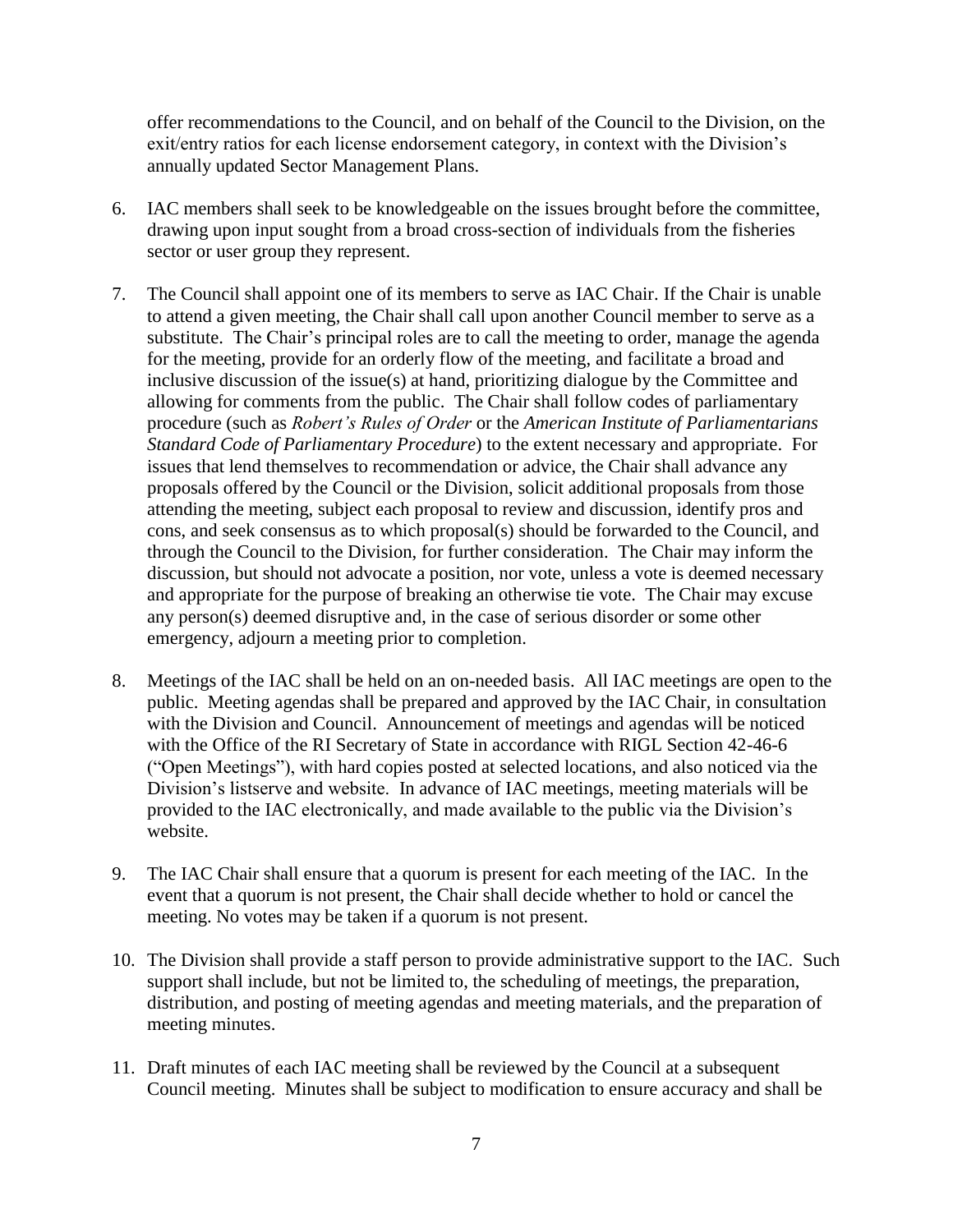offer recommendations to the Council, and on behalf of the Council to the Division, on the exit/entry ratios for each license endorsement category, in context with the Division's annually updated Sector Management Plans.

6. IAC members shall seek to be knowledgeable on the issues brought before the committee, drawing upon input sought from a broad cross-section of individuals from the fisheries sector or user group they represent.

7. The Council shall appoint one of its members to serve as IAC Chair. If the Chair is unable to attend a given meeting, the Chair shall call upon another Council member to serve as a substitute. The Chair's principal roles are to call the meeting to order, manage the agenda for the meeting, provide for an orderly flow of the meeting, and facilitate a broad and inclusive discussion of the issue(s) at hand, prioritizing dialogue by the Committee and allowing for comments from the public. The Chair shall follow codes of parliamentary procedure (such as *Robert's Rules of Order* or the *American Institute of Parliamentarians Standard Code of Parliamentary Procedure*) to the extent necessary and appropriate. For issues that lend themselves to recommendation or advice, the Chair shall advance any proposals offered by the Council or the Division, solicit additional proposals from those attending the meeting, subject each proposal to review and discussion, identify pros and cons, and seek consensus as to which proposal(s) should be forwarded to the Council, and through the Council to the Division, for further consideration. The Chair may inform the discussion, but should not advocate a position, nor vote, unless a vote is deemed necessary and appropriate for the purpose of breaking an otherwise tie vote. The Chair may excuse any person(s) deemed disruptive and, in the case of serious disorder or some other emergency, adjourn a meeting prior to completion.

8. Meetings of the IAC shall be held on an on-needed basis. All IAC meetings are open to the public. Meeting agendas shall be prepared and approved by the IAC Chair, in consultation with the Division and Council. Announcement of meetings and agendas will be noticed with the Office of the RI Secretary of State in accordance with RIGL Section 42-46-6 ("Open Meetings"), with hard copies posted at selected locations, and also noticed via the Division's listserve and website. In advance of IAC meetings, meeting materials will be provided to the IAC electronically, and made available to the public via the Division's website.

9. The IAC Chair shall ensure that a quorum is present for each meeting of the IAC. In the event that a quorum is not present, the Chair shall decide whether to hold or cancel the meeting. No votes may be taken if a quorum is not present.

10. The Division shall provide a staff person to provide administrative support to the IAC. Such support shall include, but not be limited to, the scheduling of meetings, the preparation, distribution, and posting of meeting agendas and meeting materials, and the preparation of meeting minutes.

11. Draft minutes of each IAC meeting shall be reviewed by the Council at a subsequent Council meeting. Minutes shall be subject to modification to ensure accuracy and shall be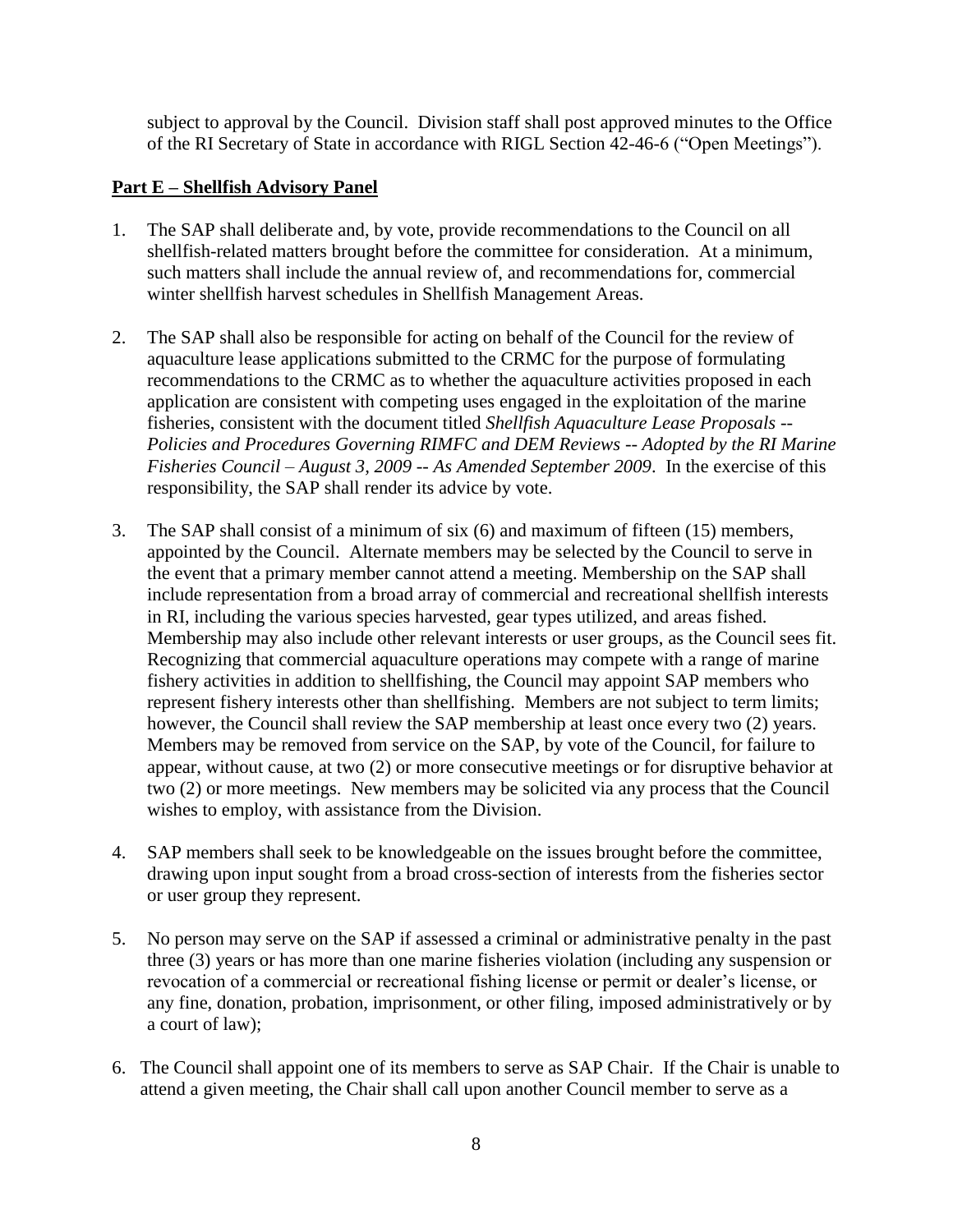subject to approval by the Council. Division staff shall post approved minutes to the Office of the RI Secretary of State in accordance with RIGL Section 42-46-6 ("Open Meetings").

## Part E – Shellfish Advisory Panel

1. The SAP shall deliberate and, by vote, provide recommendations to the Council on all shellfish-related matters brought before the committee for consideration. At a minimum, such matters shall include the annual review of, and recommendations for, commercial winter shellfish harvest schedules in Shellfish Management Areas.

2. The SAP shall also be responsible for acting on behalf of the Council for the review of aquaculture lease applications submitted to the CRMC for the purpose of formulating recommendations to the CRMC as to whether the aquaculture activities proposed in each application are consistent with competing uses engaged in the exploitation of the marine fisheries, consistent with the document titled *Shellfish Aquaculture Lease Proposals -- Policies and Procedures Governing RIMFC and DEM Reviews -- Adopted by the RI Marine Fisheries Council – August 3, 2009 -- As Amended September 2009*. In the exercise of this responsibility, the SAP shall render its advice by vote.

3. The SAP shall consist of a minimum of six (6) and maximum of fifteen (15) members, appointed by the Council. Alternate members may be selected by the Council to serve in the event that a primary member cannot attend a meeting. Membership on the SAP shall include representation from a broad array of commercial and recreational shellfish interests in RI, including the various species harvested, gear types utilized, and areas fished. Membership may also include other relevant interests or user groups, as the Council sees fit. Recognizing that commercial aquaculture operations may compete with a range of marine fishery activities in addition to shellfishing, the Council may appoint SAP members who represent fishery interests other than shellfishing. Members are not subject to term limits; however, the Council shall review the SAP membership at least once every two (2) years. Members may be removed from service on the SAP, by vote of the Council, for failure to appear, without cause, at two (2) or more consecutive meetings or for disruptive behavior at two (2) or more meetings. New members may be solicited via any process that the Council wishes to employ, with assistance from the Division.

4. SAP members shall seek to be knowledgeable on the issues brought before the committee, drawing upon input sought from a broad cross-section of interests from the fisheries sector or user group they represent.

5. No person may serve on the SAP if assessed a criminal or administrative penalty in the past three (3) years or has more than one marine fisheries violation (including any suspension or revocation of a commercial or recreational fishing license or permit or dealer's license, or any fine, donation, probation, imprisonment, or other filing, imposed administratively or by a court of law);

6. The Council shall appoint one of its members to serve as SAP Chair. If the Chair is unable to attend a given meeting, the Chair shall call upon another Council member to serve as a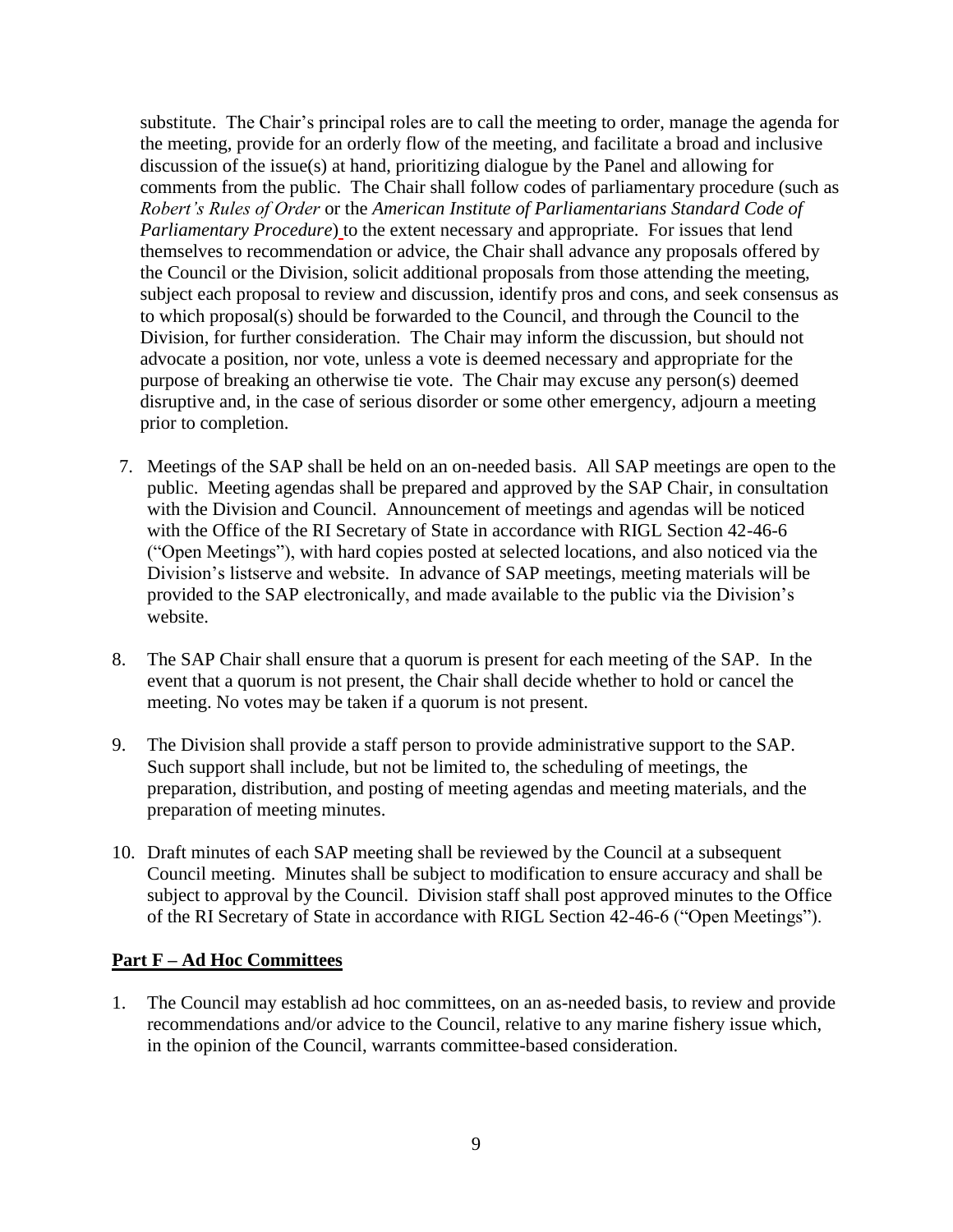substitute. The Chair's principal roles are to call the meeting to order, manage the agenda for the meeting, provide for an orderly flow of the meeting, and facilitate a broad and inclusive discussion of the issue(s) at hand, prioritizing dialogue by the Panel and allowing for comments from the public. The Chair shall follow codes of parliamentary procedure (such as *Robert's Rules of Order* or the *American Institute of Parliamentarians Standard Code of Parliamentary Procedure*) to the extent necessary and appropriate. For issues that lend themselves to recommendation or advice, the Chair shall advance any proposals offered by the Council or the Division, solicit additional proposals from those attending the meeting, subject each proposal to review and discussion, identify pros and cons, and seek consensus as to which proposal(s) should be forwarded to the Council, and through the Council to the Division, for further consideration. The Chair may inform the discussion, but should not advocate a position, nor vote, unless a vote is deemed necessary and appropriate for the purpose of breaking an otherwise tie vote. The Chair may excuse any person(s) deemed disruptive and, in the case of serious disorder or some other emergency, adjourn a meeting prior to completion.

7. Meetings of the SAP shall be held on an on-needed basis. All SAP meetings are open to the public. Meeting agendas shall be prepared and approved by the SAP Chair, in consultation with the Division and Council. Announcement of meetings and agendas will be noticed with the Office of the RI Secretary of State in accordance with RIGL Section 42-46-6 ("Open Meetings"), with hard copies posted at selected locations, and also noticed via the Division's listserve and website. In advance of SAP meetings, meeting materials will be provided to the SAP electronically, and made available to the public via the Division's website.

8. The SAP Chair shall ensure that a quorum is present for each meeting of the SAP. In the event that a quorum is not present, the Chair shall decide whether to hold or cancel the meeting. No votes may be taken if a quorum is not present.

9. The Division shall provide a staff person to provide administrative support to the SAP. Such support shall include, but not be limited to, the scheduling of meetings, the preparation, distribution, and posting of meeting agendas and meeting materials, and the preparation of meeting minutes.

10. Draft minutes of each SAP meeting shall be reviewed by the Council at a subsequent Council meeting. Minutes shall be subject to modification to ensure accuracy and shall be subject to approval by the Council. Division staff shall post approved minutes to the Office of the RI Secretary of State in accordance with RIGL Section 42-46-6 ("Open Meetings").

## Part F – Ad Hoc Committees

1. The Council may establish ad hoc committees, on an as-needed basis, to review and provide recommendations and/or advice to the Council, relative to any marine fishery issue which, in the opinion of the Council, warrants committee-based consideration.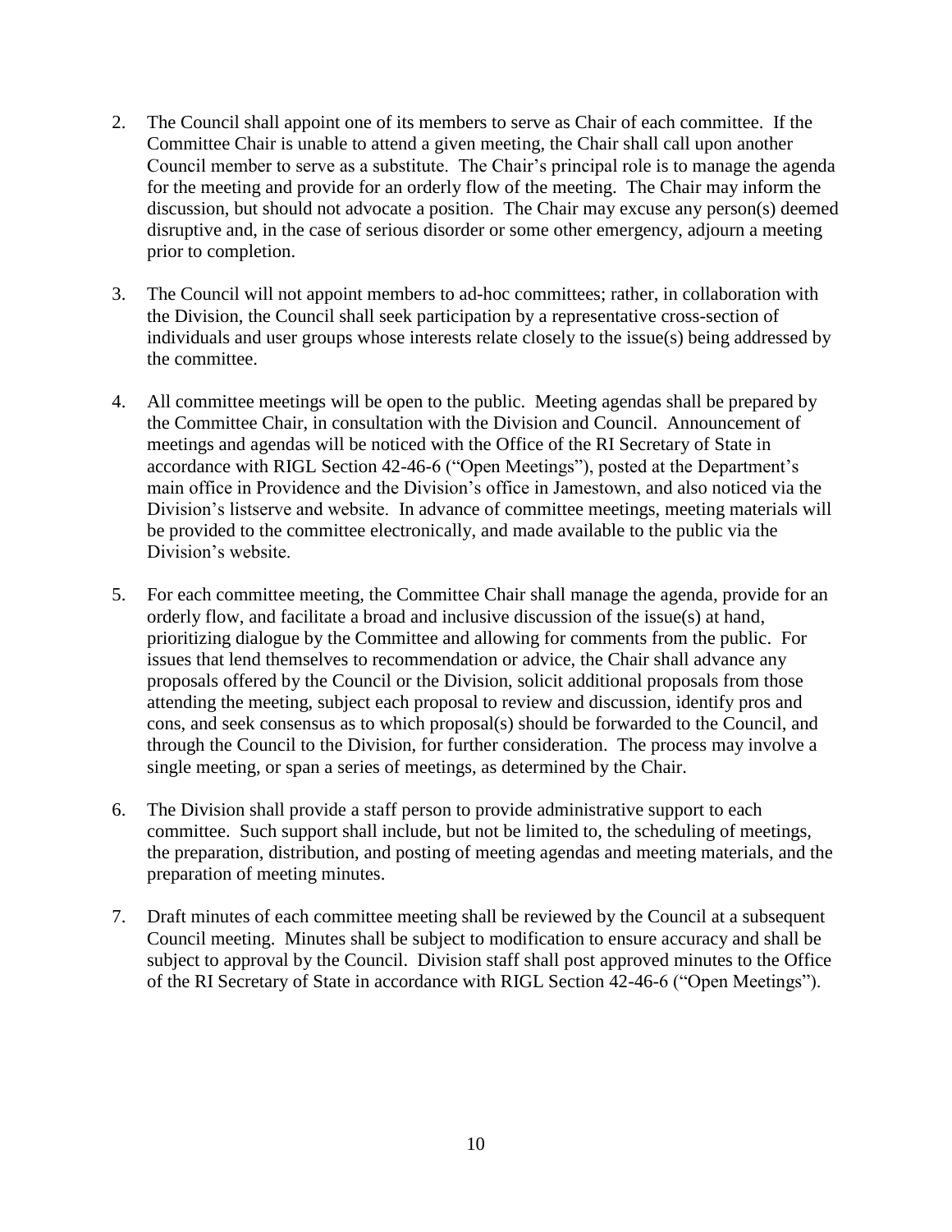2. The Council shall appoint one of its members to serve as Chair of each committee. If the Committee Chair is unable to attend a given meeting, the Chair shall call upon another Council member to serve as a substitute. The Chair's principal role is to manage the agenda for the meeting and provide for an orderly flow of the meeting. The Chair may inform the discussion, but should not advocate a position. The Chair may excuse any person(s) deemed disruptive and, in the case of serious disorder or some other emergency, adjourn a meeting prior to completion.

3. The Council will not appoint members to ad-hoc committees; rather, in collaboration with the Division, the Council shall seek participation by a representative cross-section of individuals and user groups whose interests relate closely to the issue(s) being addressed by the committee.

4. All committee meetings will be open to the public. Meeting agendas shall be prepared by the Committee Chair, in consultation with the Division and Council. Announcement of meetings and agendas will be noticed with the Office of the RI Secretary of State in accordance with RIGL Section 42-46-6 ("Open Meetings"), posted at the Department's main office in Providence and the Division's office in Jamestown, and also noticed via the Division's listserve and website. In advance of committee meetings, meeting materials will be provided to the committee electronically, and made available to the public via the Division's website.

5. For each committee meeting, the Committee Chair shall manage the agenda, provide for an orderly flow, and facilitate a broad and inclusive discussion of the issue(s) at hand, prioritizing dialogue by the Committee and allowing for comments from the public. For issues that lend themselves to recommendation or advice, the Chair shall advance any proposals offered by the Council or the Division, solicit additional proposals from those attending the meeting, subject each proposal to review and discussion, identify pros and cons, and seek consensus as to which proposal(s) should be forwarded to the Council, and through the Council to the Division, for further consideration. The process may involve a single meeting, or span a series of meetings, as determined by the Chair.

6. The Division shall provide a staff person to provide administrative support to each committee. Such support shall include, but not be limited to, the scheduling of meetings, the preparation, distribution, and posting of meeting agendas and meeting materials, and the preparation of meeting minutes.

7. Draft minutes of each committee meeting shall be reviewed by the Council at a subsequent Council meeting. Minutes shall be subject to modification to ensure accuracy and shall be subject to approval by the Council. Division staff shall post approved minutes to the Office of the RI Secretary of State in accordance with RIGL Section 42-46-6 ("Open Meetings").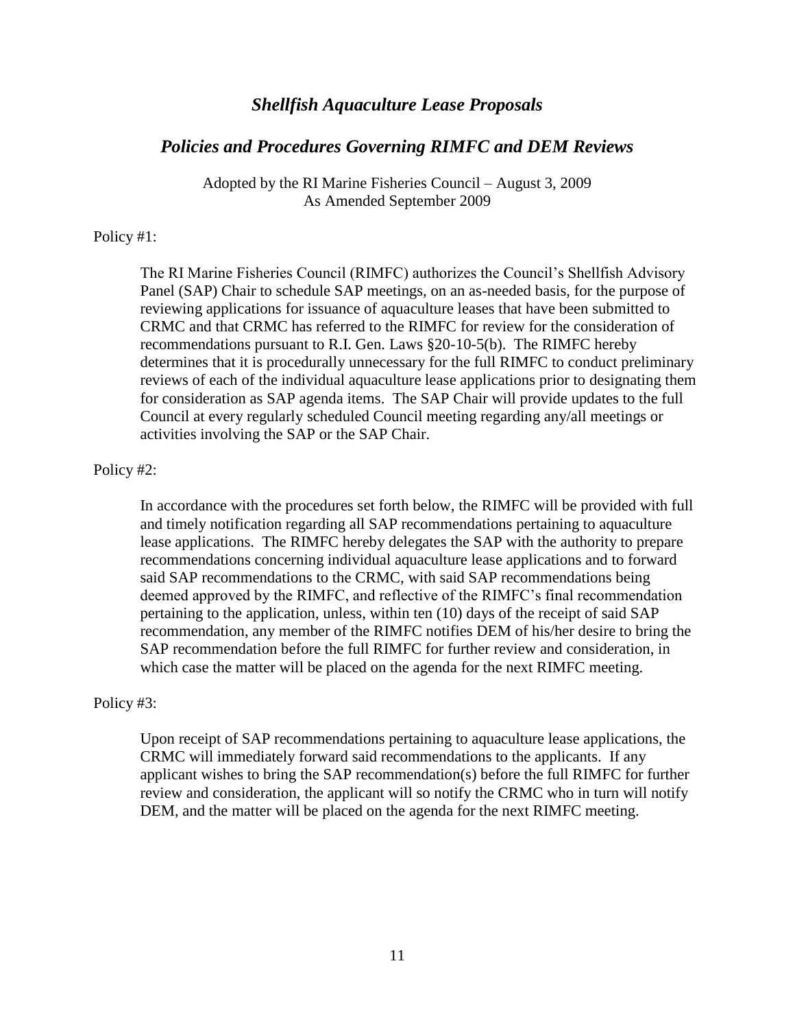## *Shellfish Aquaculture Lease Proposals*

## *Policies and Procedures Governing RIMFC and DEM Reviews*

Adopted by the RI Marine Fisheries Council – August 3, 2009
As Amended September 2009

Policy #1:

The RI Marine Fisheries Council (RIMFC) authorizes the Council's Shellfish Advisory Panel (SAP) Chair to schedule SAP meetings, on an as-needed basis, for the purpose of reviewing applications for issuance of aquaculture leases that have been submitted to CRMC and that CRMC has referred to the RIMFC for review for the consideration of recommendations pursuant to R.I. Gen. Laws §20-10-5(b). The RIMFC hereby determines that it is procedurally unnecessary for the full RIMFC to conduct preliminary reviews of each of the individual aquaculture lease applications prior to designating them for consideration as SAP agenda items. The SAP Chair will provide updates to the full Council at every regularly scheduled Council meeting regarding any/all meetings or activities involving the SAP or the SAP Chair.

Policy #2:

In accordance with the procedures set forth below, the RIMFC will be provided with full and timely notification regarding all SAP recommendations pertaining to aquaculture lease applications. The RIMFC hereby delegates the SAP with the authority to prepare recommendations concerning individual aquaculture lease applications and to forward said SAP recommendations to the CRMC, with said SAP recommendations being deemed approved by the RIMFC, and reflective of the RIMFC's final recommendation pertaining to the application, unless, within ten (10) days of the receipt of said SAP recommendation, any member of the RIMFC notifies DEM of his/her desire to bring the SAP recommendation before the full RIMFC for further review and consideration, in which case the matter will be placed on the agenda for the next RIMFC meeting.

Policy #3:

Upon receipt of SAP recommendations pertaining to aquaculture lease applications, the CRMC will immediately forward said recommendations to the applicants. If any applicant wishes to bring the SAP recommendation(s) before the full RIMFC for further review and consideration, the applicant will so notify the CRMC who in turn will notify DEM, and the matter will be placed on the agenda for the next RIMFC meeting.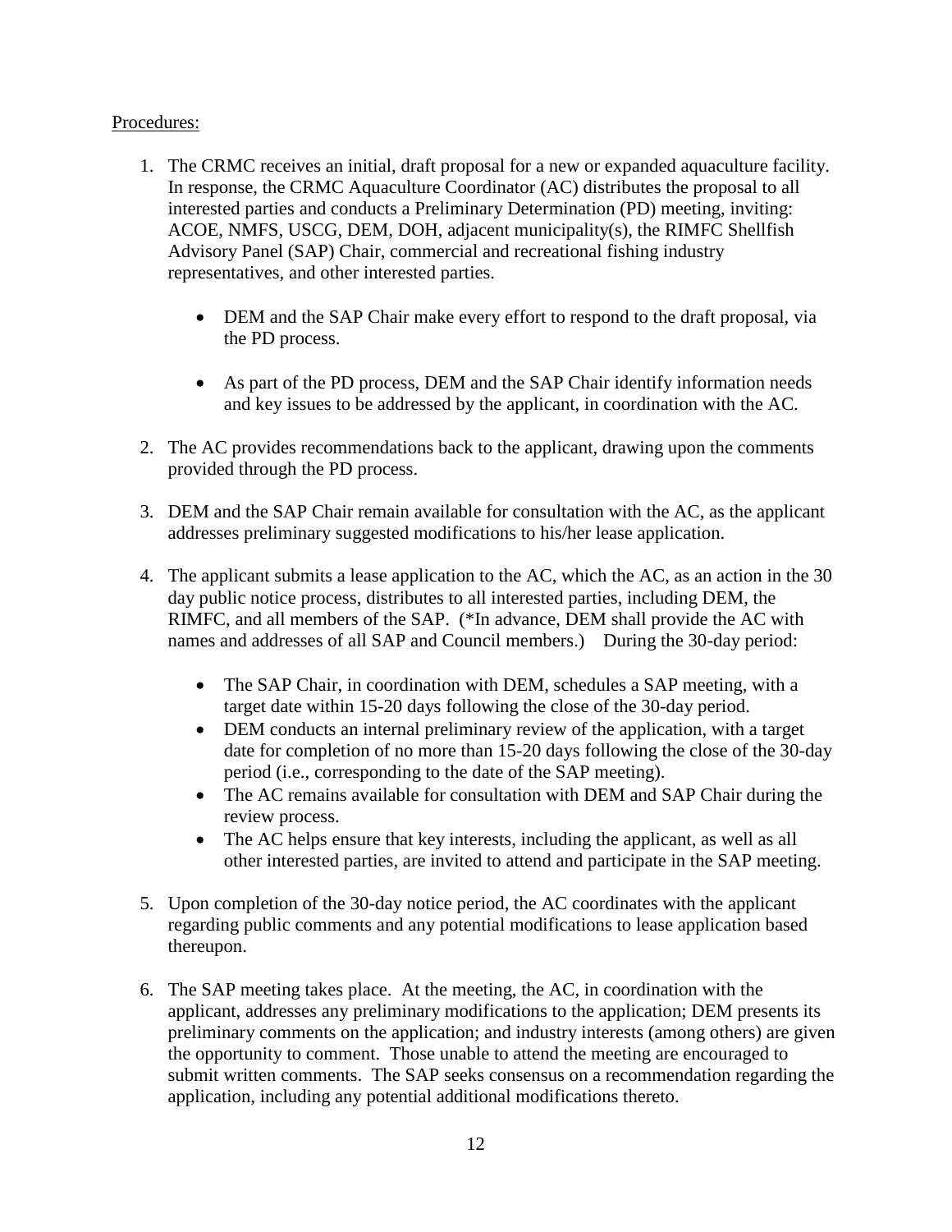Procedures:

1. The CRMC receives an initial, draft proposal for a new or expanded aquaculture facility. In response, the CRMC Aquaculture Coordinator (AC) distributes the proposal to all interested parties and conducts a Preliminary Determination (PD) meeting, inviting: ACOE, NMFS, USCG, DEM, DOH, adjacent municipality(s), the RIMFC Shellfish Advisory Panel (SAP) Chair, commercial and recreational fishing industry representatives, and other interested parties.

   - DEM and the SAP Chair make every effort to respond to the draft proposal, via the PD process.

   - As part of the PD process, DEM and the SAP Chair identify information needs and key issues to be addressed by the applicant, in coordination with the AC.

2. The AC provides recommendations back to the applicant, drawing upon the comments provided through the PD process.

3. DEM and the SAP Chair remain available for consultation with the AC, as the applicant addresses preliminary suggested modifications to his/her lease application.

4. The applicant submits a lease application to the AC, which the AC, as an action in the 30 day public notice process, distributes to all interested parties, including DEM, the RIMFC, and all members of the SAP. (*In advance, DEM shall provide the AC with names and addresses of all SAP and Council members.) During the 30-day period:

   - The SAP Chair, in coordination with DEM, schedules a SAP meeting, with a target date within 15-20 days following the close of the 30-day period.
   - DEM conducts an internal preliminary review of the application, with a target date for completion of no more than 15-20 days following the close of the 30-day period (i.e., corresponding to the date of the SAP meeting).
   - The AC remains available for consultation with DEM and SAP Chair during the review process.
   - The AC helps ensure that key interests, including the applicant, as well as all other interested parties, are invited to attend and participate in the SAP meeting.

5. Upon completion of the 30-day notice period, the AC coordinates with the applicant regarding public comments and any potential modifications to lease application based thereupon.

6. The SAP meeting takes place. At the meeting, the AC, in coordination with the applicant, addresses any preliminary modifications to the application; DEM presents its preliminary comments on the application; and industry interests (among others) are given the opportunity to comment. Those unable to attend the meeting are encouraged to submit written comments. The SAP seeks consensus on a recommendation regarding the application, including any potential additional modifications thereto.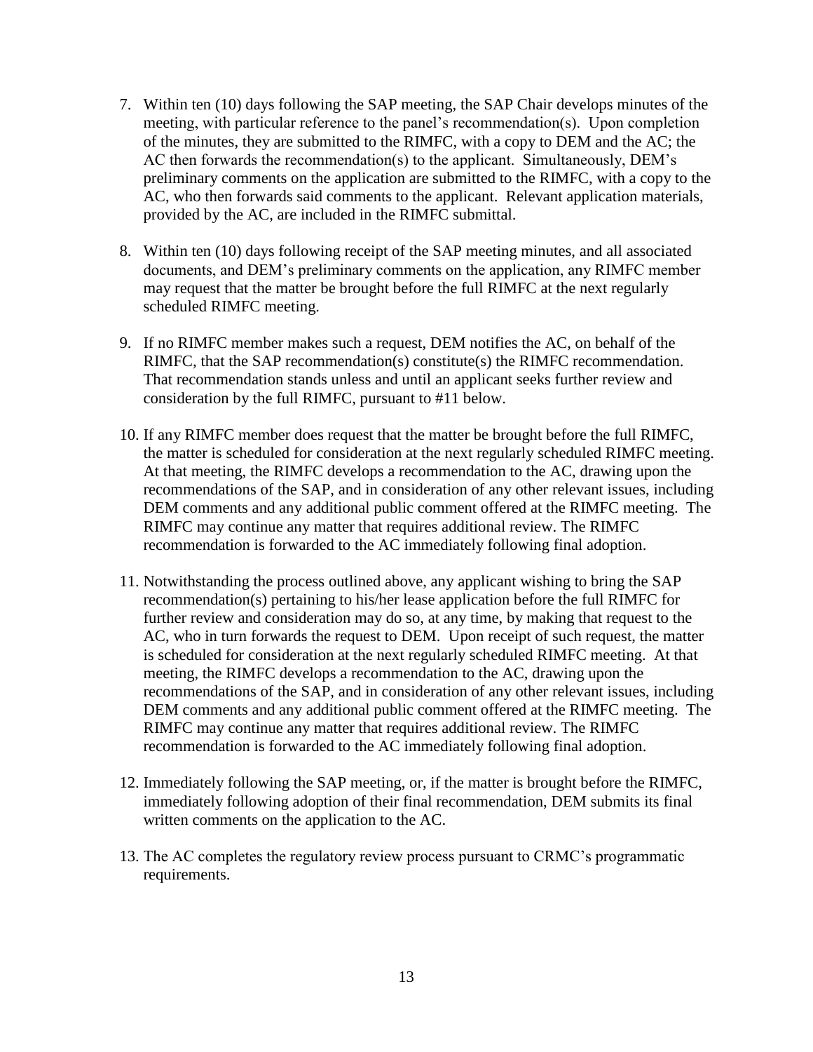7. Within ten (10) days following the SAP meeting, the SAP Chair develops minutes of the meeting, with particular reference to the panel's recommendation(s). Upon completion of the minutes, they are submitted to the RIMFC, with a copy to DEM and the AC; the AC then forwards the recommendation(s) to the applicant. Simultaneously, DEM's preliminary comments on the application are submitted to the RIMFC, with a copy to the AC, who then forwards said comments to the applicant. Relevant application materials, provided by the AC, are included in the RIMFC submittal.

8. Within ten (10) days following receipt of the SAP meeting minutes, and all associated documents, and DEM's preliminary comments on the application, any RIMFC member may request that the matter be brought before the full RIMFC at the next regularly scheduled RIMFC meeting.

9. If no RIMFC member makes such a request, DEM notifies the AC, on behalf of the RIMFC, that the SAP recommendation(s) constitute(s) the RIMFC recommendation. That recommendation stands unless and until an applicant seeks further review and consideration by the full RIMFC, pursuant to #11 below.

10. If any RIMFC member does request that the matter be brought before the full RIMFC, the matter is scheduled for consideration at the next regularly scheduled RIMFC meeting. At that meeting, the RIMFC develops a recommendation to the AC, drawing upon the recommendations of the SAP, and in consideration of any other relevant issues, including DEM comments and any additional public comment offered at the RIMFC meeting. The RIMFC may continue any matter that requires additional review. The RIMFC recommendation is forwarded to the AC immediately following final adoption.

11. Notwithstanding the process outlined above, any applicant wishing to bring the SAP recommendation(s) pertaining to his/her lease application before the full RIMFC for further review and consideration may do so, at any time, by making that request to the AC, who in turn forwards the request to DEM. Upon receipt of such request, the matter is scheduled for consideration at the next regularly scheduled RIMFC meeting. At that meeting, the RIMFC develops a recommendation to the AC, drawing upon the recommendations of the SAP, and in consideration of any other relevant issues, including DEM comments and any additional public comment offered at the RIMFC meeting. The RIMFC may continue any matter that requires additional review. The RIMFC recommendation is forwarded to the AC immediately following final adoption.

12. Immediately following the SAP meeting, or, if the matter is brought before the RIMFC, immediately following adoption of their final recommendation, DEM submits its final written comments on the application to the AC.

13. The AC completes the regulatory review process pursuant to CRMC's programmatic requirements.